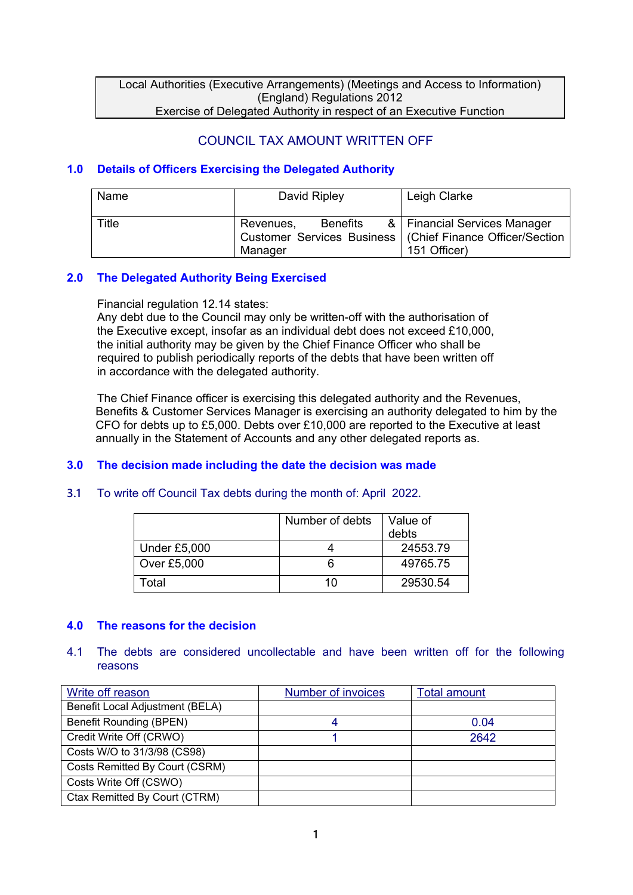Local Authorities (Executive Arrangements) (Meetings and Access to Information) (England) Regulations 2012
Exercise of Delegated Authority in respect of an Executive Function

# COUNCIL TAX AMOUNT WRITTEN OFF

## 1.0 Details of Officers Exercising the Delegated Authority

| Name | David Ripley | Leigh Clarke |
|---|---|---|
| Title | Revenues, Benefits & Customer Services Business Manager | Financial Services Manager (Chief Finance Officer/Section 151 Officer) |

## 2.0 The Delegated Authority Being Exercised

Financial regulation 12.14 states:
Any debt due to the Council may only be written-off with the authorisation of the Executive except, insofar as an individual debt does not exceed £10,000, the initial authority may be given by the Chief Finance Officer who shall be required to publish periodically reports of the debts that have been written off in accordance with the delegated authority.

The Chief Finance officer is exercising this delegated authority and the Revenues, Benefits & Customer Services Manager is exercising an authority delegated to him by the CFO for debts up to £5,000. Debts over £10,000 are reported to the Executive at least annually in the Statement of Accounts and any other delegated reports as.

## 3.0 The decision made including the date the decision was made

### 3.1 To write off Council Tax debts during the month of: April 2022.

| | Number of debts | Value of debts |
|---|---|---|
| Under £5,000 | 4 | 24553.79 |
| Over £5,000 | 6 | 49765.75 |
| Total | 10 | 29530.54 |

## 4.0 The reasons for the decision

### 4.1 The debts are considered uncollectable and have been written off for the following reasons

| Write off reason | Number of invoices | Total amount |
|---|---|---|
| Benefit Local Adjustment (BELA) | | |
| Benefit Rounding (BPEN) | 4 | 0.04 |
| Credit Write Off (CRWO) | 1 | 2642 |
| Costs W/O to 31/3/98 (CS98) | | |
| Costs Remitted By Court (CSRM) | | |
| Costs Write Off (CSWO) | | |
| Ctax Remitted By Court (CTRM) | | |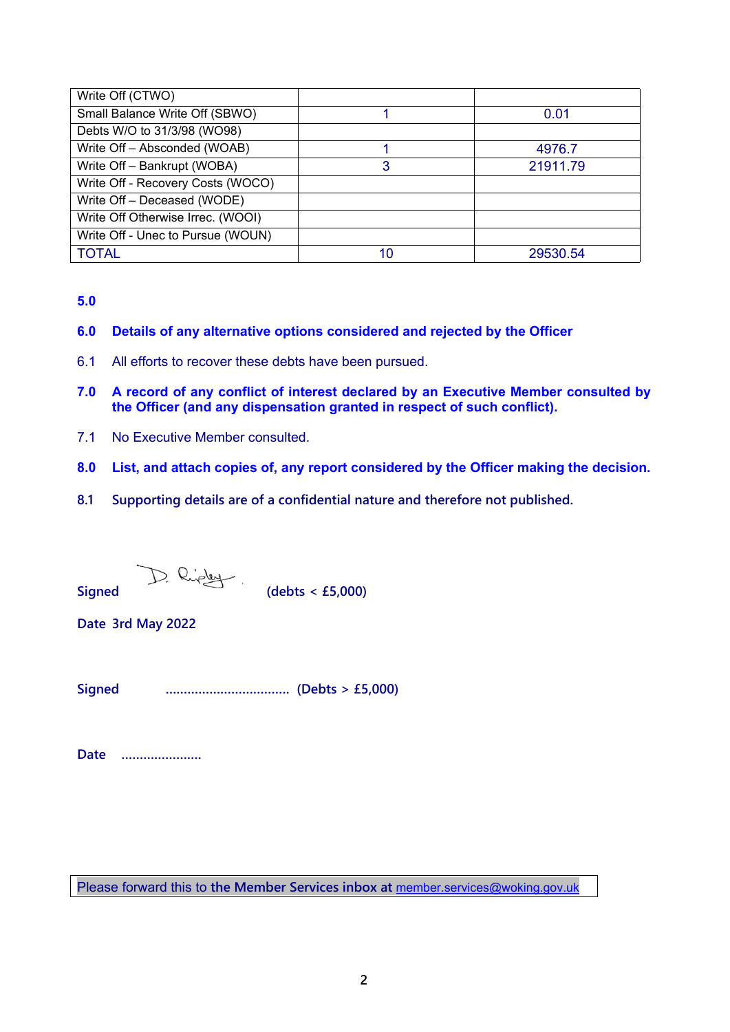| | | |
|---|---|---|
| Write Off (CTWO) | | |
| Small Balance Write Off (SBWO) | 1 | 0.01 |
| Debts W/O to 31/3/98 (WO98) | | |
| Write Off – Absconded (WOAB) | 1 | 4976.7 |
| Write Off – Bankrupt (WOBA) | 3 | 21911.79 |
| Write Off - Recovery Costs (WOCO) | | |
| Write Off – Deceased (WODE) | | |
| Write Off Otherwise Irrec. (WOOI) | | |
| Write Off - Unec to Pursue (WOUN) | | |
| TOTAL | 10 | 29530.54 |

**5.0**

**6.0 Details of any alternative options considered and rejected by the Officer**

6.1 All efforts to recover these debts have been pursued.

**7.0 A record of any conflict of interest declared by an Executive Member consulted by the Officer (and any dispensation granted in respect of such conflict).**

7.1 No Executive Member consulted.

**8.0 List, and attach copies of, any report considered by the Officer making the decision.**

**8.1 Supporting details are of a confidential nature and therefore not published.**

**Signed** D. Ripley **(debts < £5,000)**

**Date 3rd May 2022**

**Signed** ................................ **(Debts > £5,000)**

**Date** ......................

Please forward this to **the Member Services inbox at** member.services@woking.gov.uk